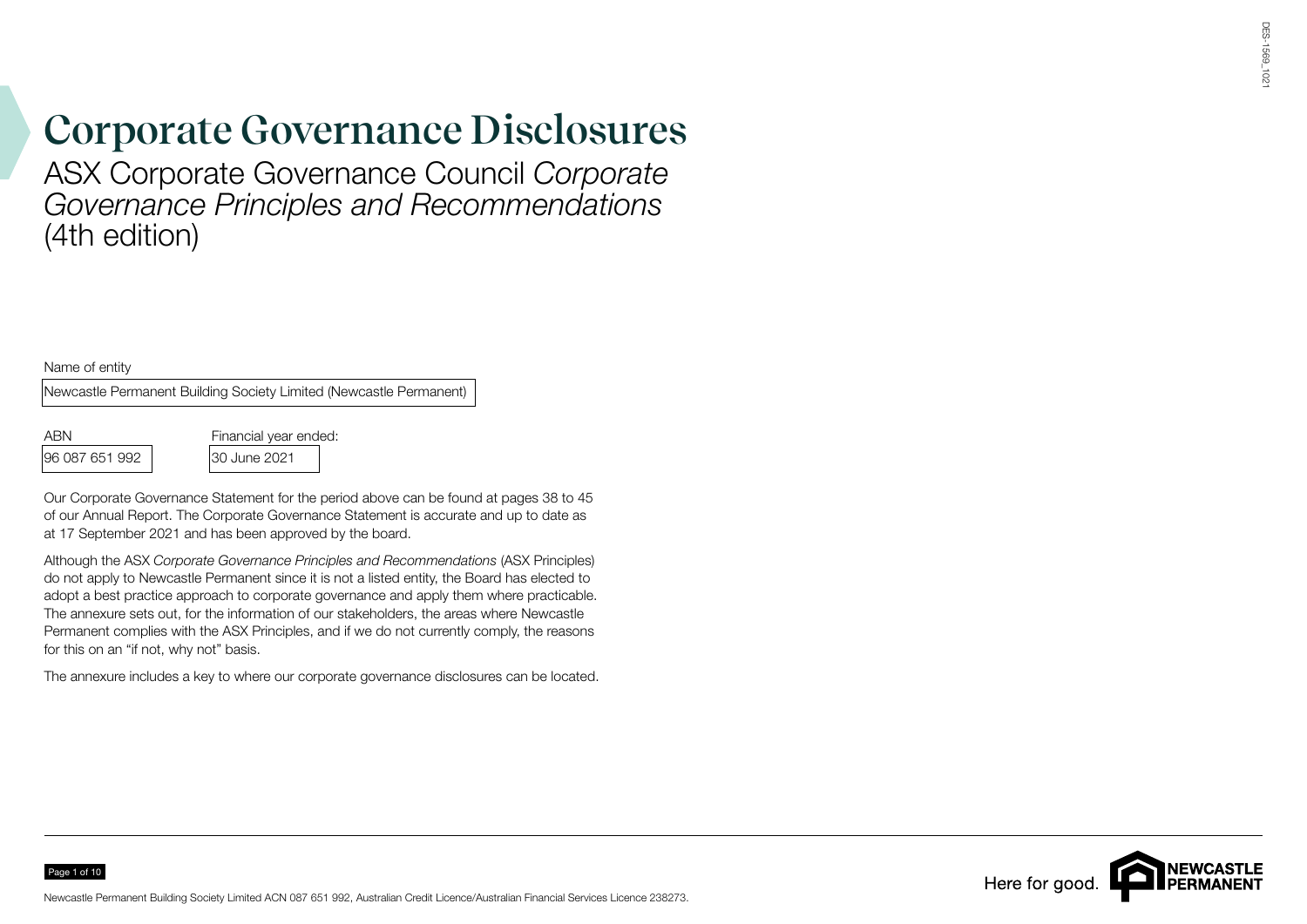# Corporate Governance Disclosures

## ASX Corporate Governance Council *Corporate Governance Principles and Recommendations* (4th edition)

Name of entity

Newcastle Permanent Building Society Limited (Newcastle Permanent)

| ABN | Financial year ended: |
|---|---|
| 96 087 651 992 | 30 June 2021 |

Our Corporate Governance Statement for the period above can be found at pages 38 to 45 of our Annual Report. The Corporate Governance Statement is accurate and up to date as at 17 September 2021 and has been approved by the board.

Although the ASX *Corporate Governance Principles and Recommendations* (ASX Principles) do not apply to Newcastle Permanent since it is not a listed entity, the Board has elected to adopt a best practice approach to corporate governance and apply them where practicable. The annexure sets out, for the information of our stakeholders, the areas where Newcastle Permanent complies with the ASX Principles, and if we do not currently comply, the reasons for this on an "if not, why not" basis.

The annexure includes a key to where our corporate governance disclosures can be located.

Newcastle Permanent Building Society Limited ACN 087 651 992, Australian Credit Licence/Australian Financial Services Licence 238273.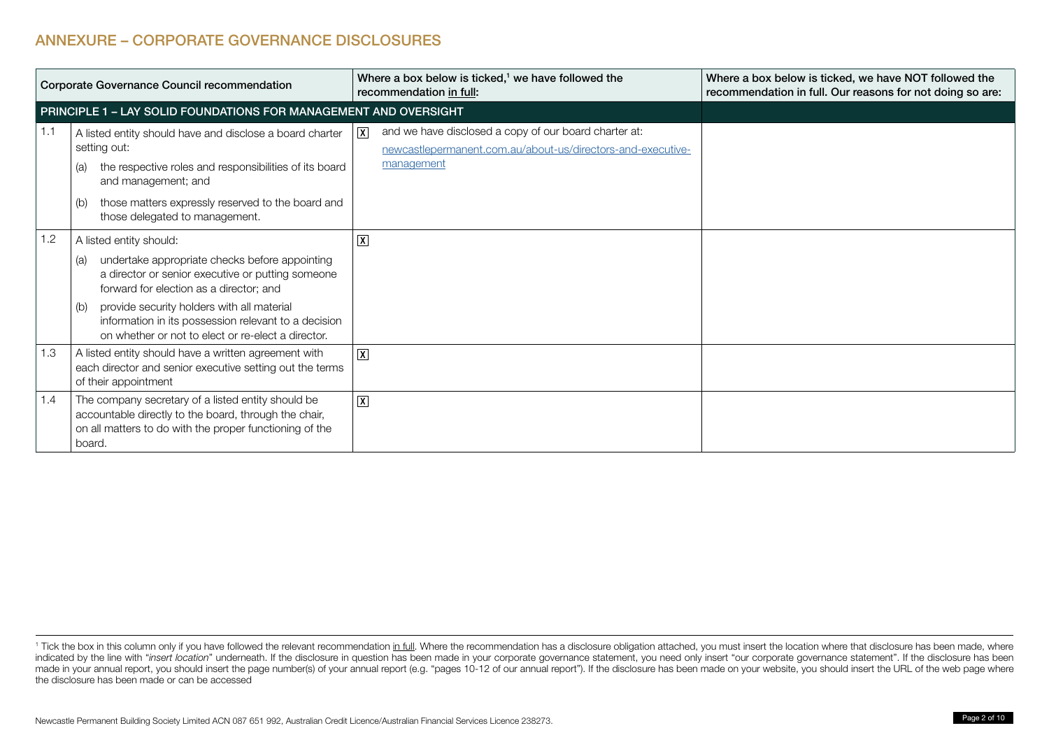## ANNEXURE – CORPORATE GOVERNANCE DISCLOSURES

| | Corporate Governance Council recommendation | Where a box below is ticked,[1] we have followed the recommendation in full: | Where a box below is ticked, we have NOT followed the recommendation in full. Our reasons for not doing so are: |
|---|---|---|---|
| **PRINCIPLE 1 – LAY SOLID FOUNDATIONS FOR MANAGEMENT AND OVERSIGHT** | | | |
| 1.1 | A listed entity should have and disclose a board charter setting out: (a) the respective roles and responsibilities of its board and management; and (b) those matters expressly reserved to the board and those delegated to management. | [X] and we have disclosed a copy of our board charter at: newcastlepermanent.com.au/about-us/directors-and-executive-management | |
| 1.2 | A listed entity should: (a) undertake appropriate checks before appointing a director or senior executive or putting someone forward for election as a director; and (b) provide security holders with all material information in its possession relevant to a decision on whether or not to elect or re-elect a director. | [X] | |
| 1.3 | A listed entity should have a written agreement with each director and senior executive setting out the terms of their appointment | [X] | |
| 1.4 | The company secretary of a listed entity should be accountable directly to the board, through the chair, on all matters to do with the proper functioning of the board. | [X] | |

[1] Tick the box in this column only if you have followed the relevant recommendation in full. Where the recommendation has a disclosure obligation attached, you must insert the location where that disclosure has been made, where indicated by the line with "*insert location*" underneath. If the disclosure in question has been made in your corporate governance statement, you need only insert "our corporate governance statement". If the disclosure has been made in your annual report, you should insert the page number(s) of your annual report (e.g. "pages 10-12 of our annual report"). If the disclosure has been made on your website, you should insert the URL of the web page where the disclosure has been made or can be accessed

Newcastle Permanent Building Society Limited ACN 087 651 992, Australian Credit Licence/Australian Financial Services Licence 238273.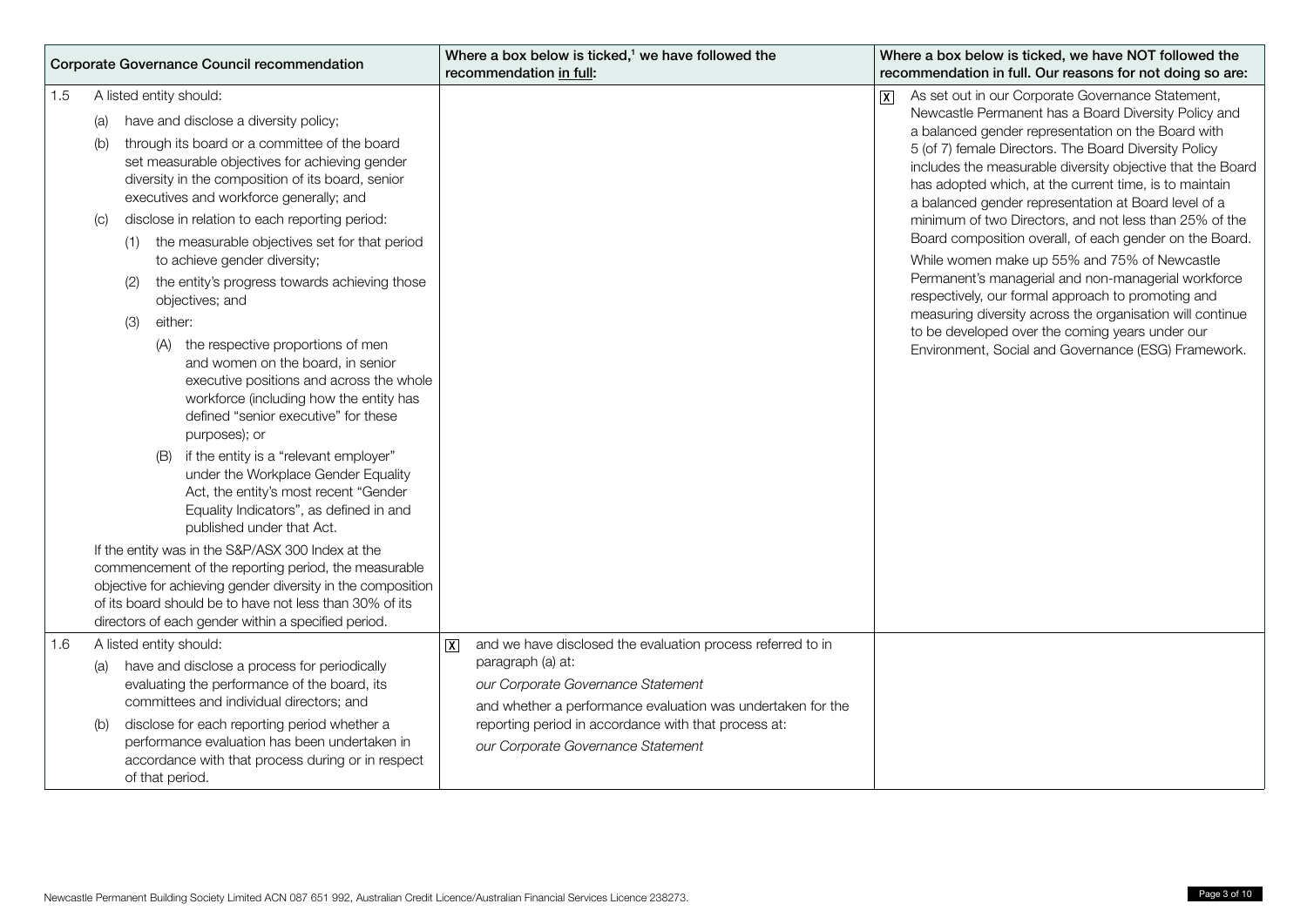| Corporate Governance Council recommendation | Where a box below is ticked,[1] we have followed the recommendation in full: | Where a box below is ticked, we have NOT followed the recommendation in full. Our reasons for not doing so are: |
|---|---|---|
| 1.5 A listed entity should:<br>(a) have and disclose a diversity policy;<br>(b) through its board or a committee of the board set measurable objectives for achieving gender diversity in the composition of its board, senior executives and workforce generally; and<br>(c) disclose in relation to each reporting period:<br>(1) the measurable objectives set for that period to achieve gender diversity;<br>(2) the entity's progress towards achieving those objectives; and<br>(3) either:<br>(A) the respective proportions of men and women on the board, in senior executive positions and across the whole workforce (including how the entity has defined "senior executive" for these purposes); or<br>(B) if the entity is a "relevant employer" under the Workplace Gender Equality Act, the entity's most recent "Gender Equality Indicators", as defined in and published under that Act.<br>If the entity was in the S&P/ASX 300 Index at the commencement of the reporting period, the measurable objective for achieving gender diversity in the composition of its board should be to have not less than 30% of its directors of each gender within a specified period. | | X As set out in our Corporate Governance Statement, Newcastle Permanent has a Board Diversity Policy and a balanced gender representation on the Board with 5 (of 7) female Directors. The Board Diversity Policy includes the measurable diversity objective that the Board has adopted which, at the current time, is to maintain a balanced gender representation at Board level of a minimum of two Directors, and not less than 25% of the Board composition overall, of each gender on the Board.<br>While women make up 55% and 75% of Newcastle Permanent's managerial and non-managerial workforce respectively, our formal approach to promoting and measuring diversity across the organisation will continue to be developed over the coming years under our Environment, Social and Governance (ESG) Framework. |
| 1.6 A listed entity should:<br>(a) have and disclose a process for periodically evaluating the performance of the board, its committees and individual directors; and<br>(b) disclose for each reporting period whether a performance evaluation has been undertaken in accordance with that process during or in respect of that period. | X and we have disclosed the evaluation process referred to in paragraph (a) at:<br>*our Corporate Governance Statement*<br>and whether a performance evaluation was undertaken for the reporting period in accordance with that process at:<br>*our Corporate Governance Statement* | |

Newcastle Permanent Building Society Limited ACN 087 651 992, Australian Credit Licence/Australian Financial Services Licence 238273.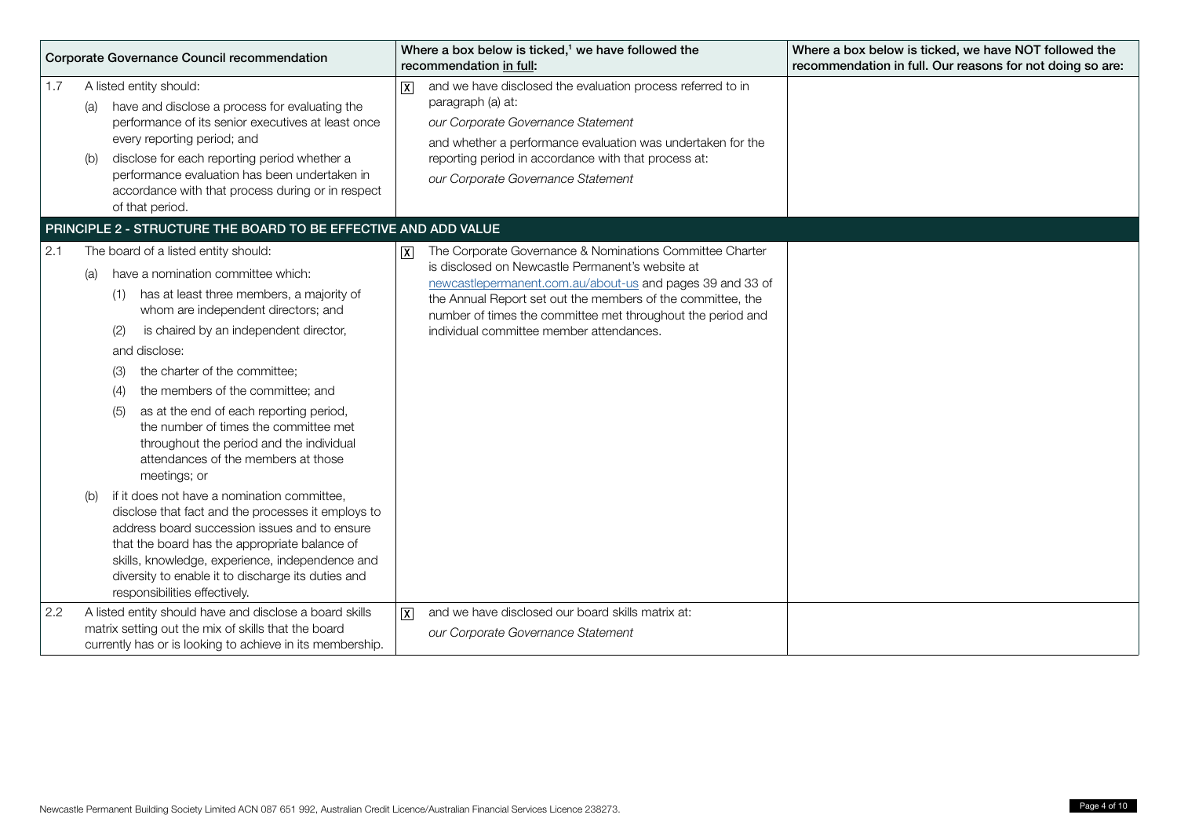| Corporate Governance Council recommendation | Where a box below is ticked,[1] we have followed the recommendation in full: | Where a box below is ticked, we have NOT followed the recommendation in full. Our reasons for not doing so are: |
|---|---|---|
| 1.7 A listed entity should:<br>(a) have and disclose a process for evaluating the performance of its senior executives at least once every reporting period; and<br>(b) disclose for each reporting period whether a performance evaluation has been undertaken in accordance with that process during or in respect of that period. | [X] and we have disclosed the evaluation process referred to in paragraph (a) at:<br>*our Corporate Governance Statement*<br>and whether a performance evaluation was undertaken for the reporting period in accordance with that process at:<br>*our Corporate Governance Statement* | |
| **PRINCIPLE 2 - STRUCTURE THE BOARD TO BE EFFECTIVE AND ADD VALUE** | | |
| 2.1 The board of a listed entity should:<br>(a) have a nomination committee which:<br>(1) has at least three members, a majority of whom are independent directors; and<br>(2) is chaired by an independent director,<br>and disclose:<br>(3) the charter of the committee;<br>(4) the members of the committee; and<br>(5) as at the end of each reporting period, the number of times the committee met throughout the period and the individual attendances of the members at those meetings; or<br>(b) if it does not have a nomination committee, disclose that fact and the processes it employs to address board succession issues and to ensure that the board has the appropriate balance of skills, knowledge, experience, independence and diversity to enable it to discharge its duties and responsibilities effectively. | [X] The Corporate Governance & Nominations Committee Charter is disclosed on Newcastle Permanent's website at newcastlepermanent.com.au/about-us and pages 39 and 33 of the Annual Report set out the members of the committee, the number of times the committee met throughout the period and individual committee member attendances. | |
| 2.2 A listed entity should have and disclose a board skills matrix setting out the mix of skills that the board currently has or is looking to achieve in its membership. | [X] and we have disclosed our board skills matrix at:<br>*our Corporate Governance Statement* | |

Newcastle Permanent Building Society Limited ACN 087 651 992, Australian Credit Licence/Australian Financial Services Licence 238273.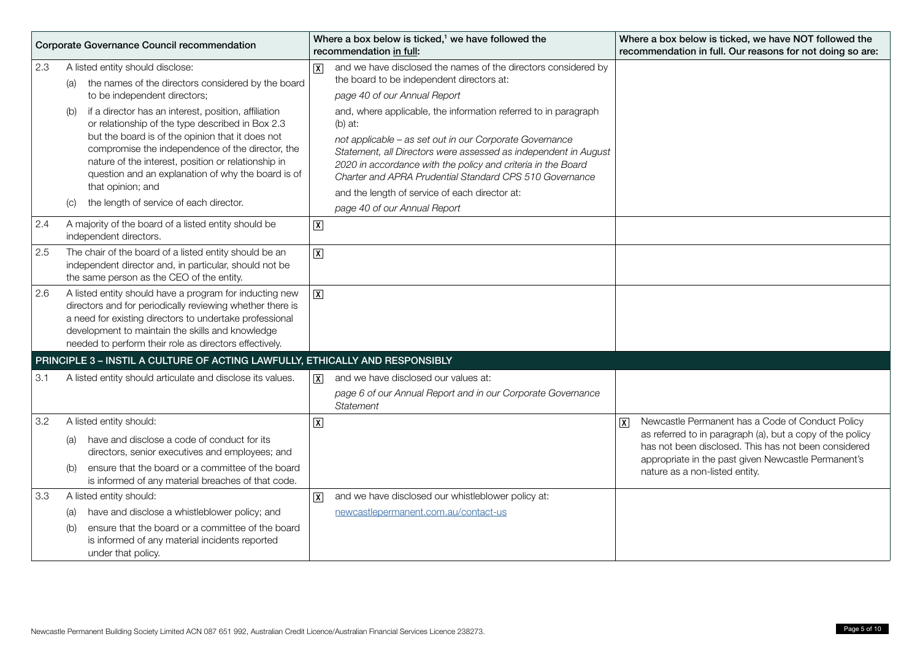| Corporate Governance Council recommendation | Where a box below is ticked,[1] we have followed the recommendation in full: | Where a box below is ticked, we have NOT followed the recommendation in full. Our reasons for not doing so are: |
|---|---|---|
| 2.3 A listed entity should disclose:<br>(a) the names of the directors considered by the board to be independent directors;<br>(b) if a director has an interest, position, affiliation or relationship of the type described in Box 2.3 but the board is of the opinion that it does not compromise the independence of the director, the nature of the interest, position or relationship in question and an explanation of why the board is of that opinion; and<br>(c) the length of service of each director. | [X] and we have disclosed the names of the directors considered by the board to be independent directors at:<br>*page 40 of our Annual Report*<br>and, where applicable, the information referred to in paragraph (b) at:<br>*not applicable – as set out in our Corporate Governance Statement, all Directors were assessed as independent in August 2020 in accordance with the policy and criteria in the Board Charter and APRA Prudential Standard CPS 510 Governance*<br>and the length of service of each director at:<br>*page 40 of our Annual Report* | |
| 2.4 A majority of the board of a listed entity should be independent directors. | [X] | |
| 2.5 The chair of the board of a listed entity should be an independent director and, in particular, should not be the same person as the CEO of the entity. | [X] | |
| 2.6 A listed entity should have a program for inducting new directors and for periodically reviewing whether there is a need for existing directors to undertake professional development to maintain the skills and knowledge needed to perform their role as directors effectively. | [X] | |
| **PRINCIPLE 3 – INSTIL A CULTURE OF ACTING LAWFULLY, ETHICALLY AND RESPONSIBLY** | | |
| 3.1 A listed entity should articulate and disclose its values. | [X] and we have disclosed our values at:<br>*page 6 of our Annual Report and in our Corporate Governance Statement* | |
| 3.2 A listed entity should:<br>(a) have and disclose a code of conduct for its directors, senior executives and employees; and<br>(b) ensure that the board or a committee of the board is informed of any material breaches of that code. | [X] | [X] Newcastle Permanent has a Code of Conduct Policy as referred to in paragraph (a), but a copy of the policy has not been disclosed. This has not been considered appropriate in the past given Newcastle Permanent's nature as a non-listed entity. |
| 3.3 A listed entity should:<br>(a) have and disclose a whistleblower policy; and<br>(b) ensure that the board or a committee of the board is informed of any material incidents reported under that policy. | [X] and we have disclosed our whistleblower policy at:<br>newcastlepermanent.com.au/contact-us | |

Newcastle Permanent Building Society Limited ACN 087 651 992, Australian Credit Licence/Australian Financial Services Licence 238273.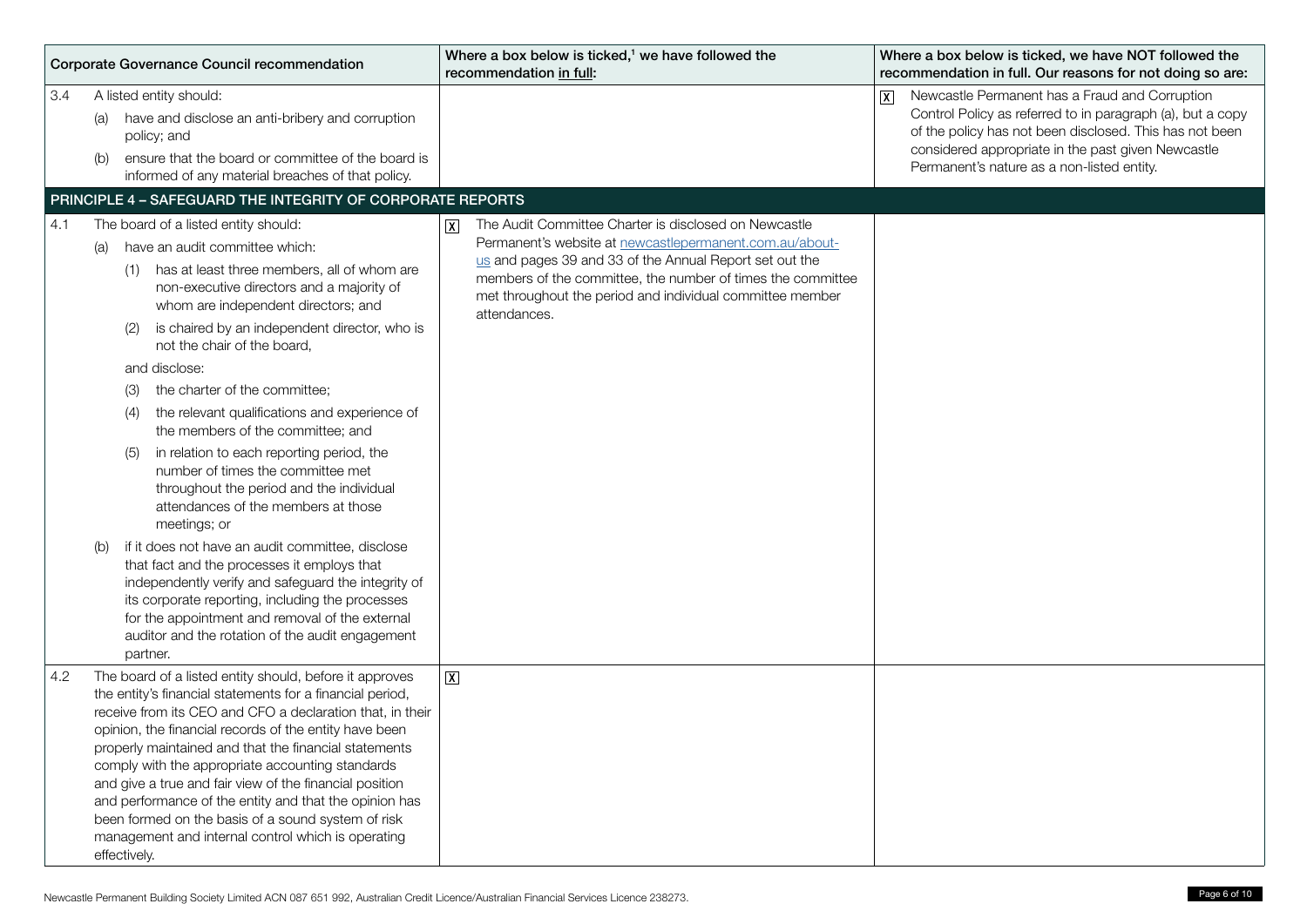| | Corporate Governance Council recommendation | Where a box below is ticked,[1] we have followed the recommendation in full: | Where a box below is ticked, we have NOT followed the recommendation in full. Our reasons for not doing so are: |
|---|---|---|---|
| 3.4 | A listed entity should:<br>(a) have and disclose an anti-bribery and corruption policy; and<br>(b) ensure that the board or committee of the board is informed of any material breaches of that policy. | | X Newcastle Permanent has a Fraud and Corruption Control Policy as referred to in paragraph (a), but a copy of the policy has not been disclosed. This has not been considered appropriate in the past given Newcastle Permanent's nature as a non-listed entity. |
| | **PRINCIPLE 4 – SAFEGUARD THE INTEGRITY OF CORPORATE REPORTS** | | |
| 4.1 | The board of a listed entity should:<br>(a) have an audit committee which:<br>(1) has at least three members, all of whom are non-executive directors and a majority of whom are independent directors; and<br>(2) is chaired by an independent director, who is not the chair of the board,<br>and disclose:<br>(3) the charter of the committee;<br>(4) the relevant qualifications and experience of the members of the committee; and<br>(5) in relation to each reporting period, the number of times the committee met throughout the period and the individual attendances of the members at those meetings; or<br>(b) if it does not have an audit committee, disclose that fact and the processes it employs that independently verify and safeguard the integrity of its corporate reporting, including the processes for the appointment and removal of the external auditor and the rotation of the audit engagement partner. | X The Audit Committee Charter is disclosed on Newcastle Permanent's website at newcastlepermanent.com.au/about-us and pages 39 and 33 of the Annual Report set out the members of the committee, the number of times the committee met throughout the period and individual committee member attendances. | |
| 4.2 | The board of a listed entity should, before it approves the entity's financial statements for a financial period, receive from its CEO and CFO a declaration that, in their opinion, the financial records of the entity have been properly maintained and that the financial statements comply with the appropriate accounting standards and give a true and fair view of the financial position and performance of the entity and that the opinion has been formed on the basis of a sound system of risk management and internal control which is operating effectively. | X | |

Newcastle Permanent Building Society Limited ACN 087 651 992, Australian Credit Licence/Australian Financial Services Licence 238273.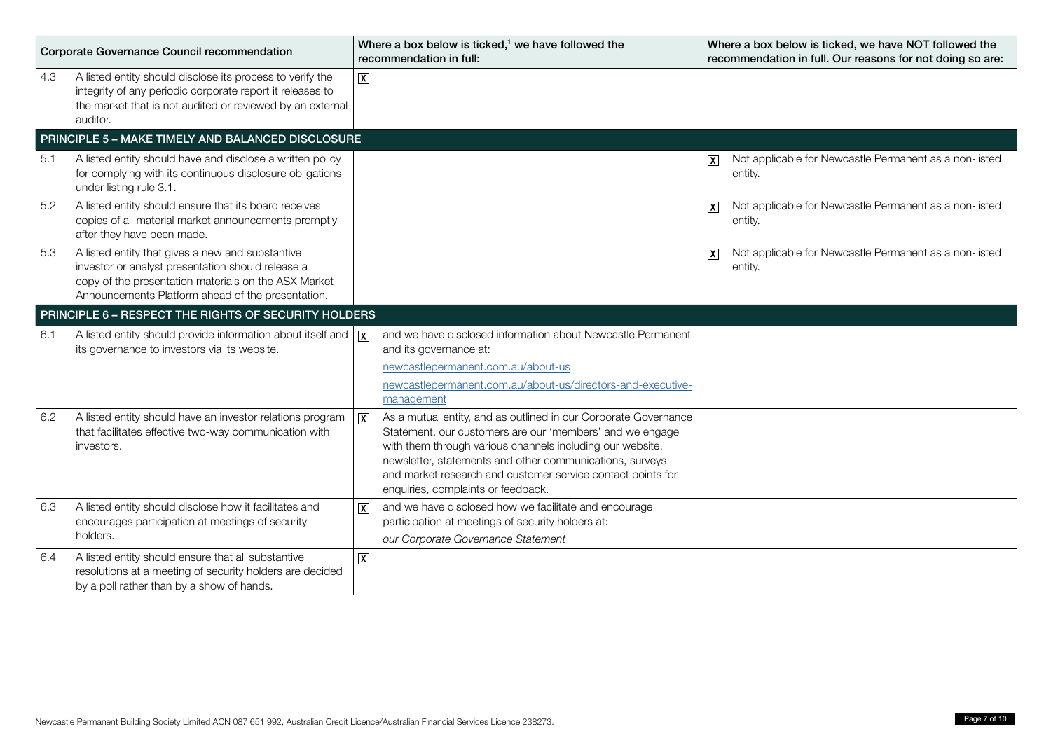| | Corporate Governance Council recommendation | Where a box below is ticked,[1] we have followed the recommendation in full: | Where a box below is ticked, we have NOT followed the recommendation in full. Our reasons for not doing so are: |
|---|---|---|---|
| 4.3 | A listed entity should disclose its process to verify the integrity of any periodic corporate report it releases to the market that is not audited or reviewed by an external auditor. | [X] | |
| **PRINCIPLE 5 – MAKE TIMELY AND BALANCED DISCLOSURE** | | | |
| 5.1 | A listed entity should have and disclose a written policy for complying with its continuous disclosure obligations under listing rule 3.1. | | [X] Not applicable for Newcastle Permanent as a non-listed entity. |
| 5.2 | A listed entity should ensure that its board receives copies of all material market announcements promptly after they have been made. | | [X] Not applicable for Newcastle Permanent as a non-listed entity. |
| 5.3 | A listed entity that gives a new and substantive investor or analyst presentation should release a copy of the presentation materials on the ASX Market Announcements Platform ahead of the presentation. | | [X] Not applicable for Newcastle Permanent as a non-listed entity. |
| **PRINCIPLE 6 – RESPECT THE RIGHTS OF SECURITY HOLDERS** | | | |
| 6.1 | A listed entity should provide information about itself and its governance to investors via its website. | [X] and we have disclosed information about Newcastle Permanent and its governance at: newcastlepermanent.com.au/about-us newcastlepermanent.com.au/about-us/directors-and-executive-management | |
| 6.2 | A listed entity should have an investor relations program that facilitates effective two-way communication with investors. | [X] As a mutual entity, and as outlined in our Corporate Governance Statement, our customers are our 'members' and we engage with them through various channels including our website, newsletter, statements and other communications, surveys and market research and customer service contact points for enquiries, complaints or feedback. | |
| 6.3 | A listed entity should disclose how it facilitates and encourages participation at meetings of security holders. | [X] and we have disclosed how we facilitate and encourage participation at meetings of security holders at: *our Corporate Governance Statement* | |
| 6.4 | A listed entity should ensure that all substantive resolutions at a meeting of security holders are decided by a poll rather than by a show of hands. | [X] | |

Newcastle Permanent Building Society Limited ACN 087 651 992, Australian Credit Licence/Australian Financial Services Licence 238273.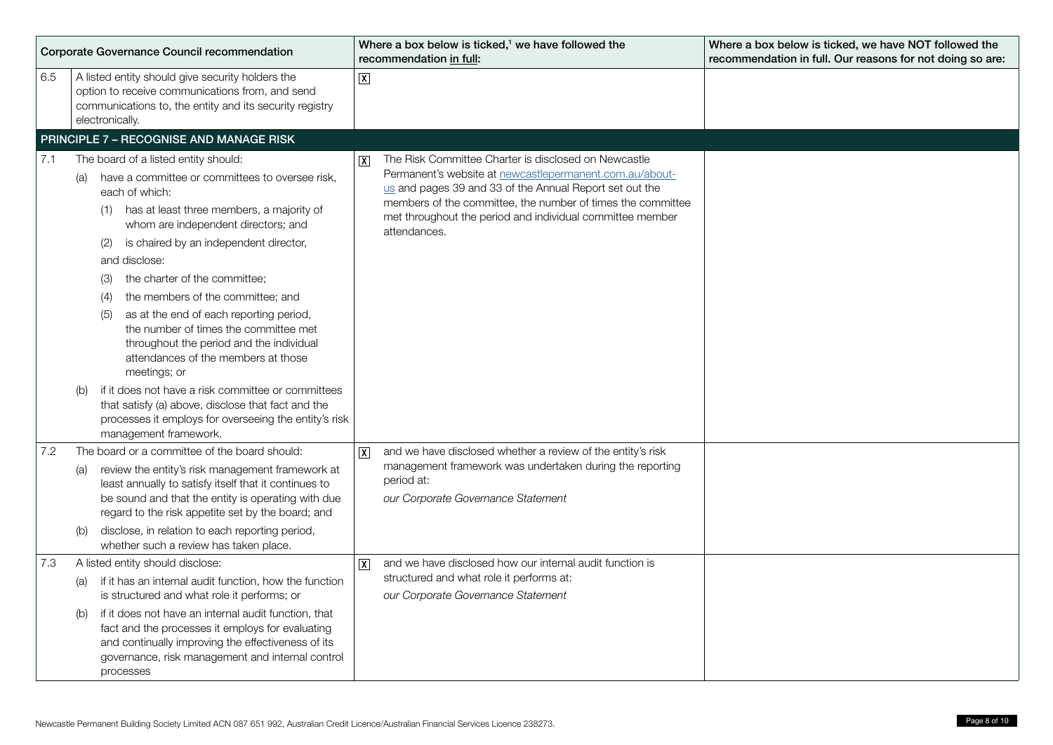| Corporate Governance Council recommendation | | Where a box below is ticked,[1] we have followed the recommendation in full: | Where a box below is ticked, we have NOT followed the recommendation in full. Our reasons for not doing so are: |
|---|---|---|---|
| 6.5 | A listed entity should give security holders the option to receive communications from, and send communications to, the entity and its security registry electronically. | [X] | |
| **PRINCIPLE 7 – RECOGNISE AND MANAGE RISK** | | | |
| 7.1 | The board of a listed entity should:<br>(a) have a committee or committees to oversee risk, each of which:<br>(1) has at least three members, a majority of whom are independent directors; and<br>(2) is chaired by an independent director,<br>and disclose:<br>(3) the charter of the committee;<br>(4) the members of the committee; and<br>(5) as at the end of each reporting period, the number of times the committee met throughout the period and the individual attendances of the members at those meetings; or<br>(b) if it does not have a risk committee or committees that satisfy (a) above, disclose that fact and the processes it employs for overseeing the entity's risk management framework. | [X] The Risk Committee Charter is disclosed on Newcastle Permanent's website at newcastlepermanent.com.au/about-us and pages 39 and 33 of the Annual Report set out the members of the committee, the number of times the committee met throughout the period and individual committee member attendances. | |
| 7.2 | The board or a committee of the board should:<br>(a) review the entity's risk management framework at least annually to satisfy itself that it continues to be sound and that the entity is operating with due regard to the risk appetite set by the board; and<br>(b) disclose, in relation to each reporting period, whether such a review has taken place. | [X] and we have disclosed whether a review of the entity's risk management framework was undertaken during the reporting period at:<br>*our Corporate Governance Statement* | |
| 7.3 | A listed entity should disclose:<br>(a) if it has an internal audit function, how the function is structured and what role it performs; or<br>(b) if it does not have an internal audit function, that fact and the processes it employs for evaluating and continually improving the effectiveness of its governance, risk management and internal control processes | [X] and we have disclosed how our internal audit function is structured and what role it performs at:<br>*our Corporate Governance Statement* | |

Newcastle Permanent Building Society Limited ACN 087 651 992, Australian Credit Licence/Australian Financial Services Licence 238273.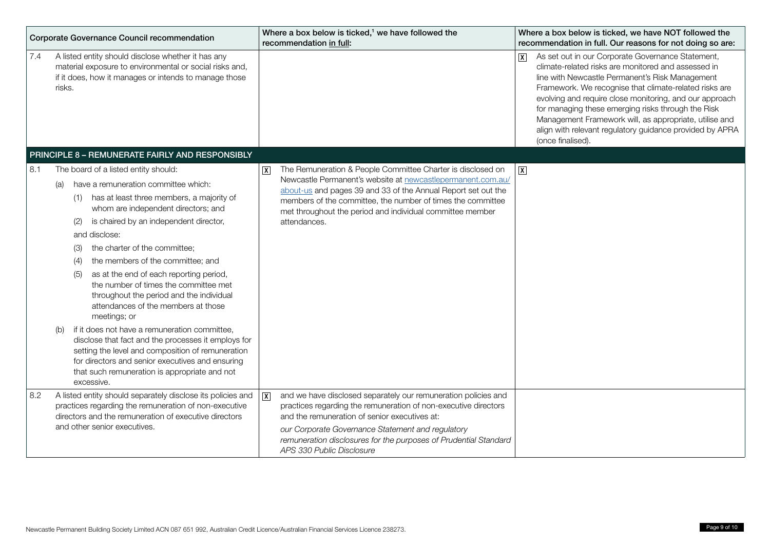| Corporate Governance Council recommendation | Where a box below is ticked,[1] we have followed the recommendation in full: | Where a box below is ticked, we have NOT followed the recommendation in full. Our reasons for not doing so are: |
|---|---|---|
| 7.4 A listed entity should disclose whether it has any material exposure to environmental or social risks and, if it does, how it manages or intends to manage those risks. | | [X] As set out in our Corporate Governance Statement, climate-related risks are monitored and assessed in line with Newcastle Permanent's Risk Management Framework. We recognise that climate-related risks are evolving and require close monitoring, and our approach for managing these emerging risks through the Risk Management Framework will, as appropriate, utilise and align with relevant regulatory guidance provided by APRA (once finalised). |
| **PRINCIPLE 8 – REMUNERATE FAIRLY AND RESPONSIBLY** | | |
| 8.1 The board of a listed entity should: (a) have a remuneration committee which: (1) has at least three members, a majority of whom are independent directors; and (2) is chaired by an independent director, and disclose: (3) the charter of the committee; (4) the members of the committee; and (5) as at the end of each reporting period, the number of times the committee met throughout the period and the individual attendances of the members at those meetings; or (b) if it does not have a remuneration committee, disclose that fact and the processes it employs for setting the level and composition of remuneration for directors and senior executives and ensuring that such remuneration is appropriate and not excessive. | [X] The Remuneration & People Committee Charter is disclosed on Newcastle Permanent's website at newcastlepermanent.com.au/about-us and pages 39 and 33 of the Annual Report set out the members of the committee, the number of times the committee met throughout the period and individual committee member attendances. | [X] |
| 8.2 A listed entity should separately disclose its policies and practices regarding the remuneration of non-executive directors and the remuneration of executive directors and other senior executives. | [X] and we have disclosed separately our remuneration policies and practices regarding the remuneration of non-executive directors and the remuneration of senior executives at: *our Corporate Governance Statement and regulatory remuneration disclosures for the purposes of Prudential Standard APS 330 Public Disclosure* | |

Newcastle Permanent Building Society Limited ACN 087 651 992, Australian Credit Licence/Australian Financial Services Licence 238273.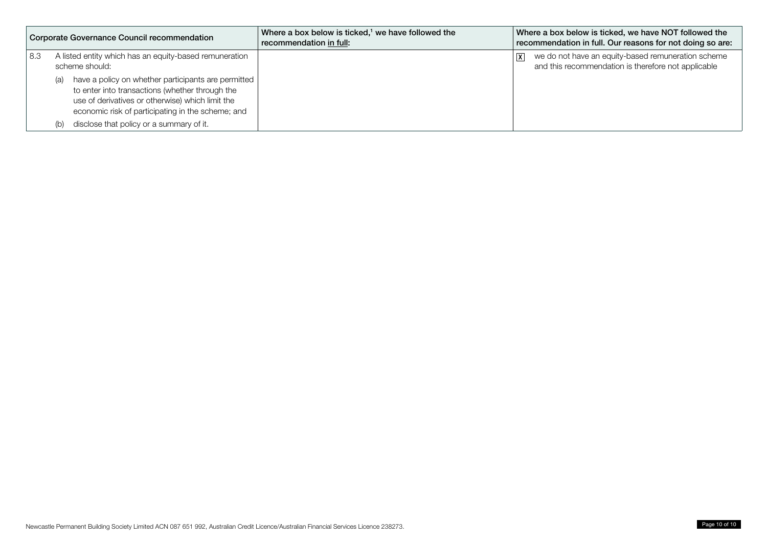| Corporate Governance Council recommendation | Where a box below is ticked,[1] we have followed the recommendation in full: | Where a box below is ticked, we have NOT followed the recommendation in full. Our reasons for not doing so are: |
|---|---|---|
| 8.3 A listed entity which has an equity-based remuneration scheme should: (a) have a policy on whether participants are permitted to enter into transactions (whether through the use of derivatives or otherwise) which limit the economic risk of participating in the scheme; and (b) disclose that policy or a summary of it. | | [X] we do not have an equity-based remuneration scheme and this recommendation is therefore not applicable |

Newcastle Permanent Building Society Limited ACN 087 651 992, Australian Credit Licence/Australian Financial Services Licence 238273.